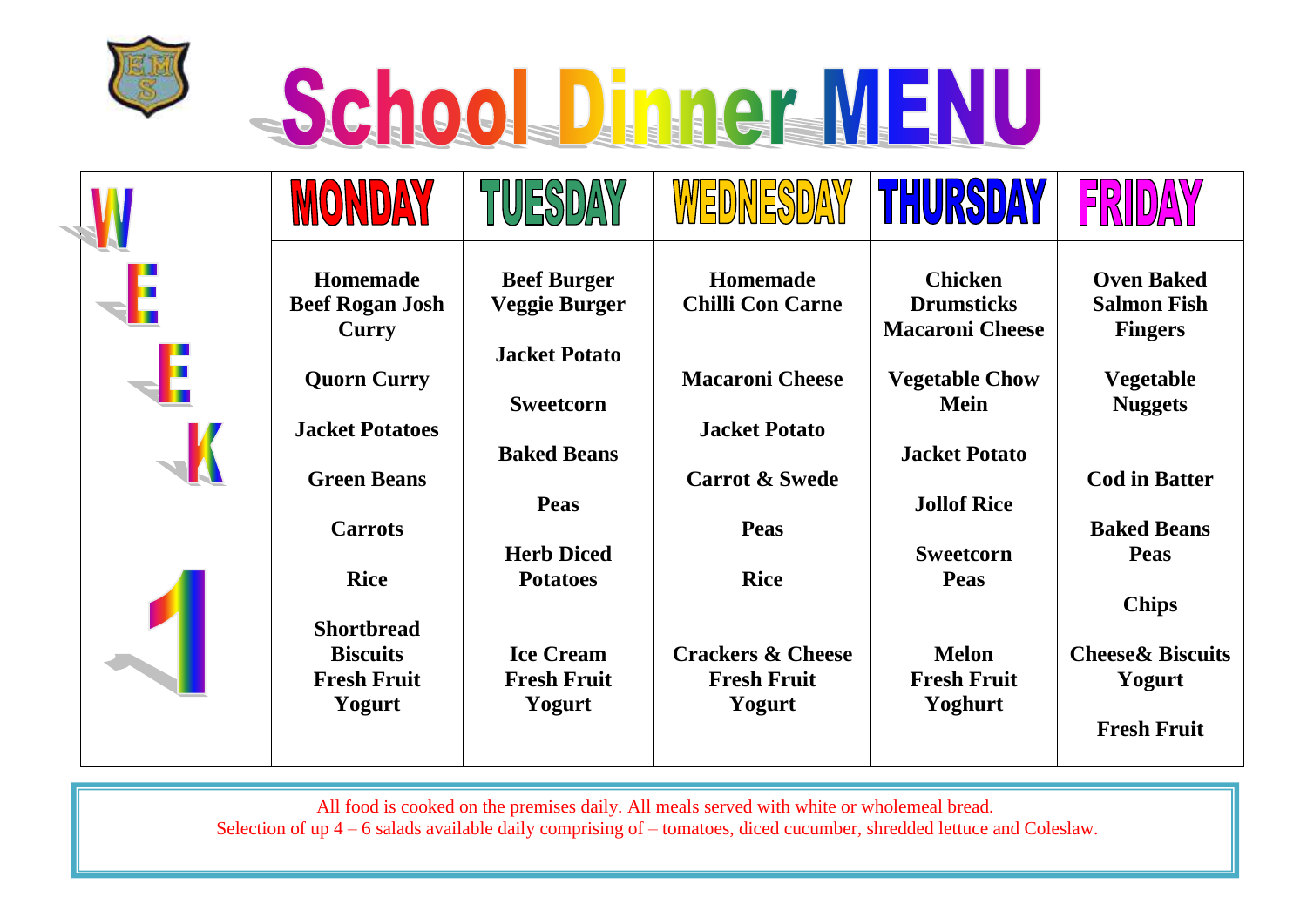# School Dinner MENU

## WEEK 1

| MONDAY | TUESDAY | WEDNESDAY | THURSDAY | FRIDAY |
| --- | --- | --- | --- | --- |
| **Homemade Beef Rogan Josh Curry** | **Beef Burger Veggie Burger** | **Homemade Chilli Con Carne** | **Chicken Drumsticks Macaroni Cheese** | **Oven Baked Salmon Fish Fingers** |
| **Quorn Curry** | **Jacket Potato** | **Macaroni Cheese** | **Vegetable Chow Mein** | **Vegetable Nuggets** |
| **Jacket Potatoes** | **Sweetcorn** | **Jacket Potato** | **Jacket Potato** | **Cod in Batter** |
| **Green Beans** | **Baked Beans** | **Carrot & Swede** | **Jollof Rice** | **Baked Beans Peas** |
| **Carrots** | **Peas** | **Peas** | **Sweetcorn Peas** | **Chips** |
| **Rice** | **Herb Diced Potatoes** | **Rice** | | |
| **Shortbread Biscuits Fresh Fruit Yogurt** | **Ice Cream Fresh Fruit Yogurt** | **Crackers & Cheese Fresh Fruit Yogurt** | **Melon Fresh Fruit Yoghurt** | **Cheese& Biscuits Yogurt** |
| | | | | **Fresh Fruit** |

All food is cooked on the premises daily. All meals served with white or wholemeal bread.
Selection of up 4 – 6 salads available daily comprising of – tomatoes, diced cucumber, shredded lettuce and Coleslaw.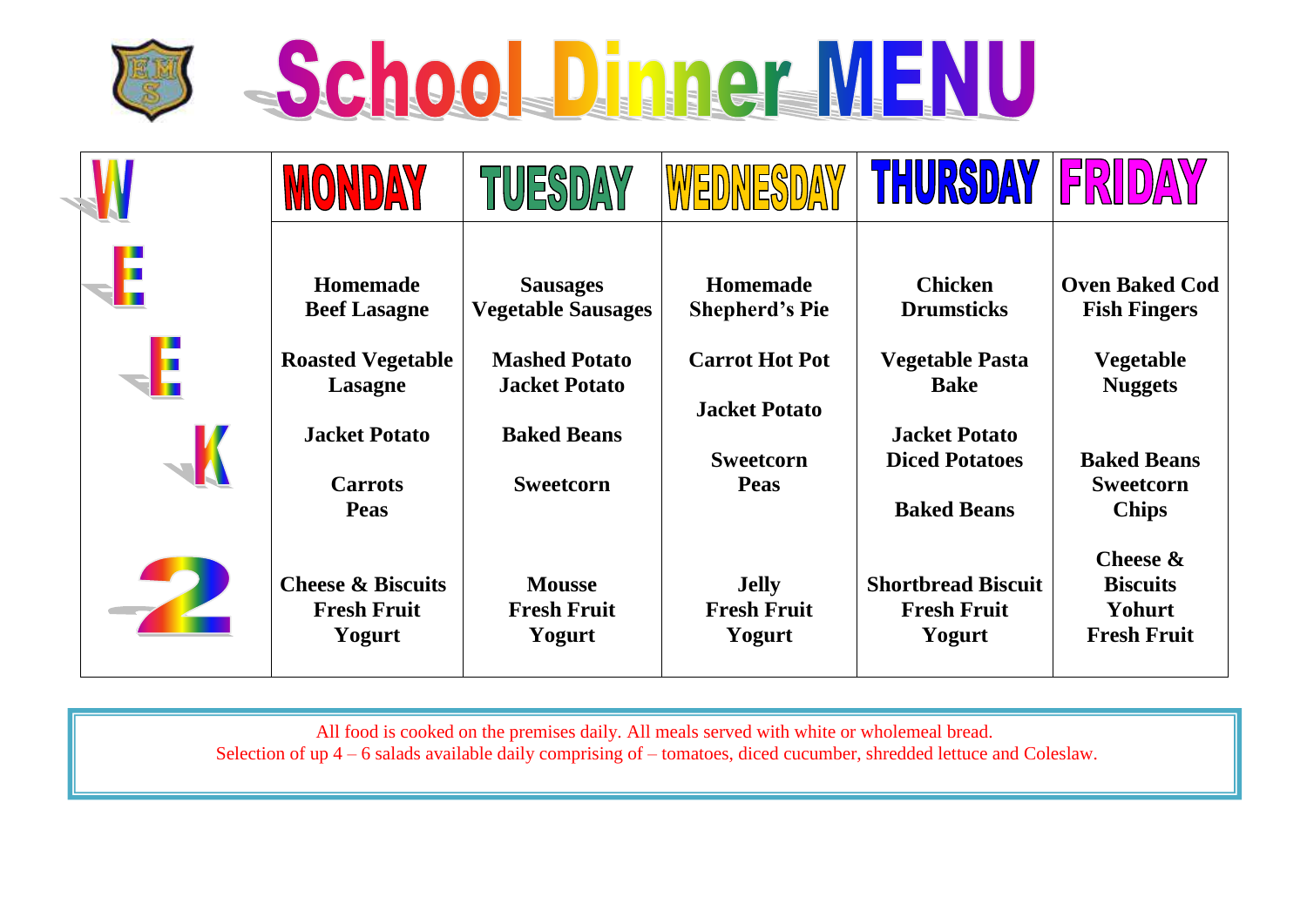# School Dinner MENU

| WEEK 2 | MONDAY | TUESDAY | WEDNESDAY | THURSDAY | FRIDAY |
|---|---|---|---|---|---|
| | **Homemade Beef Lasagne** | **Sausages Vegetable Sausages** | **Homemade Shepherd's Pie** | **Chicken Drumsticks** | **Oven Baked Cod Fish Fingers** |
| | **Roasted Vegetable Lasagne** | **Mashed Potato Jacket Potato** | **Carrot Hot Pot** | **Vegetable Pasta Bake** | **Vegetable Nuggets** |
| | **Jacket Potato** | **Baked Beans** | **Jacket Potato** | **Jacket Potato Diced Potatoes** | |
| | **Carrots Peas** | **Sweetcorn** | **Sweetcorn Peas** | **Baked Beans** | **Baked Beans Sweetcorn Chips** |
| | **Cheese & Biscuits Fresh Fruit Yogurt** | **Mousse Fresh Fruit Yogurt** | **Jelly Fresh Fruit Yogurt** | **Shortbread Biscuit Fresh Fruit Yogurt** | **Cheese & Biscuits Yohurt Fresh Fruit** |

All food is cooked on the premises daily. All meals served with white or wholemeal bread.
Selection of up 4 – 6 salads available daily comprising of – tomatoes, diced cucumber, shredded lettuce and Coleslaw.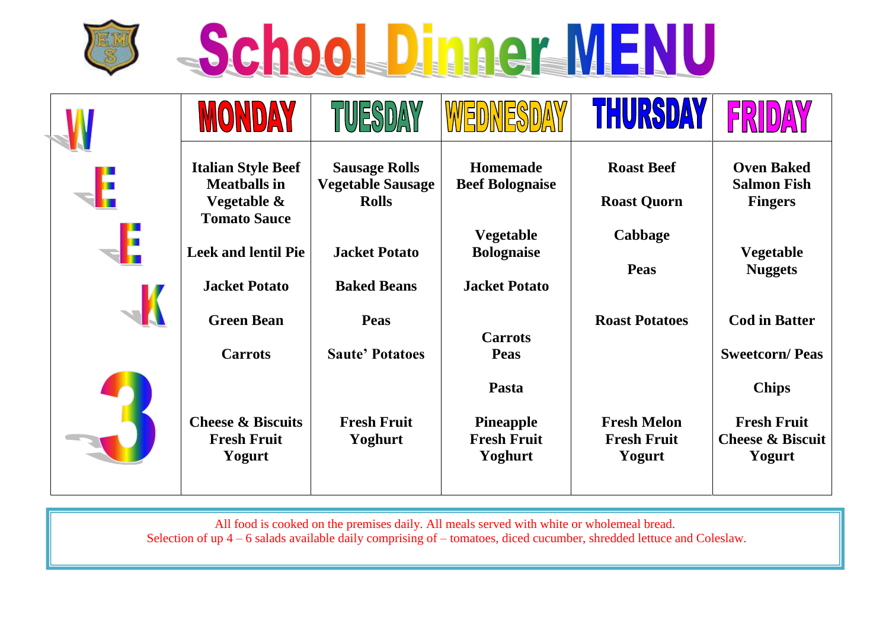# School Dinner MENU

| WEEK 3 | MONDAY | TUESDAY | WEDNESDAY | THURSDAY | FRIDAY |
|---|---|---|---|---|---|
| | Italian Style Beef Meatballs in Vegetable & Tomato Sauce | Sausage Rolls<br>Vegetable Sausage Rolls | Homemade Beef Bolognaise | Roast Beef<br>Roast Quorn | Oven Baked Salmon Fish Fingers |
| | Leek and lentil Pie | Jacket Potato | Vegetable Bolognaise | Cabbage<br>Peas | Vegetable Nuggets |
| | Jacket Potato | Baked Beans | Jacket Potato | | |
| | Green Bean | Peas | | Roast Potatoes | Cod in Batter |
| | Carrots | Saute' Potatoes | Carrots<br>Peas | | Sweetcorn/ Peas |
| | | | Pasta | | Chips |
| | Cheese & Biscuits<br>Fresh Fruit<br>Yogurt | Fresh Fruit<br>Yoghurt | Pineapple<br>Fresh Fruit<br>Yoghurt | Fresh Melon<br>Fresh Fruit<br>Yogurt | Fresh Fruit<br>Cheese & Biscuit<br>Yogurt |

All food is cooked on the premises daily. All meals served with white or wholemeal bread.
Selection of up 4 – 6 salads available daily comprising of – tomatoes, diced cucumber, shredded lettuce and Coleslaw.